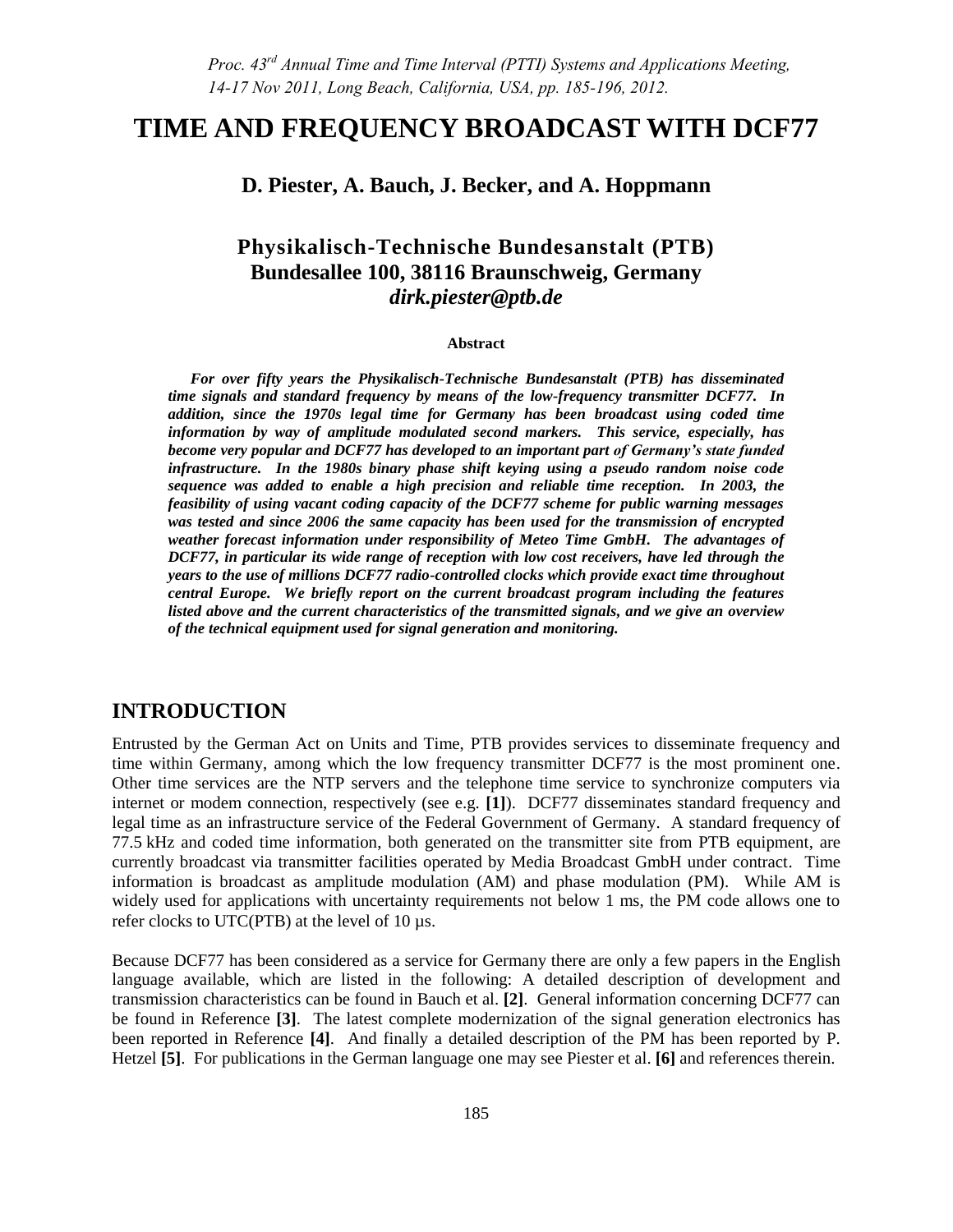*Proc. 43rd Annual Time and Time Interval (PTTI) Systems and Applications Meeting, 14-17 Nov 2011, Long Beach, California, USA, pp. 185-196, 2012.*

# TIME AND FREQUENCY BROADCAST WITH DCF77

**D. Piester, A. Bauch, J. Becker, and A. Hoppmann**

**Physikalisch-Technische Bundesanstalt (PTB)**
**Bundesallee 100, 38116 Braunschweig, Germany**
***dirk.piester@ptb.de***

**Abstract**

***For over fifty years the Physikalisch-Technische Bundesanstalt (PTB) has disseminated time signals and standard frequency by means of the low-frequency transmitter DCF77. In addition, since the 1970s legal time for Germany has been broadcast using coded time information by way of amplitude modulated second markers. This service, especially, has become very popular and DCF77 has developed to an important part of Germany's state funded infrastructure. In the 1980s binary phase shift keying using a pseudo random noise code sequence was added to enable a high precision and reliable time reception. In 2003, the feasibility of using vacant coding capacity of the DCF77 scheme for public warning messages was tested and since 2006 the same capacity has been used for the transmission of encrypted weather forecast information under responsibility of Meteo Time GmbH. The advantages of DCF77, in particular its wide range of reception with low cost receivers, have led through the years to the use of millions DCF77 radio-controlled clocks which provide exact time throughout central Europe. We briefly report on the current broadcast program including the features listed above and the current characteristics of the transmitted signals, and we give an overview of the technical equipment used for signal generation and monitoring.***

## INTRODUCTION

Entrusted by the German Act on Units and Time, PTB provides services to disseminate frequency and time within Germany, among which the low frequency transmitter DCF77 is the most prominent one. Other time services are the NTP servers and the telephone time service to synchronize computers via internet or modem connection, respectively (see e.g. **[1]**). DCF77 disseminates standard frequency and legal time as an infrastructure service of the Federal Government of Germany. A standard frequency of 77.5 kHz and coded time information, both generated on the transmitter site from PTB equipment, are currently broadcast via transmitter facilities operated by Media Broadcast GmbH under contract. Time information is broadcast as amplitude modulation (AM) and phase modulation (PM). While AM is widely used for applications with uncertainty requirements not below 1 ms, the PM code allows one to refer clocks to UTC(PTB) at the level of 10 µs.

Because DCF77 has been considered as a service for Germany there are only a few papers in the English language available, which are listed in the following: A detailed description of development and transmission characteristics can be found in Bauch et al. **[2]**. General information concerning DCF77 can be found in Reference **[3]**. The latest complete modernization of the signal generation electronics has been reported in Reference **[4]**. And finally a detailed description of the PM has been reported by P. Hetzel **[5]**. For publications in the German language one may see Piester et al. **[6]** and references therein.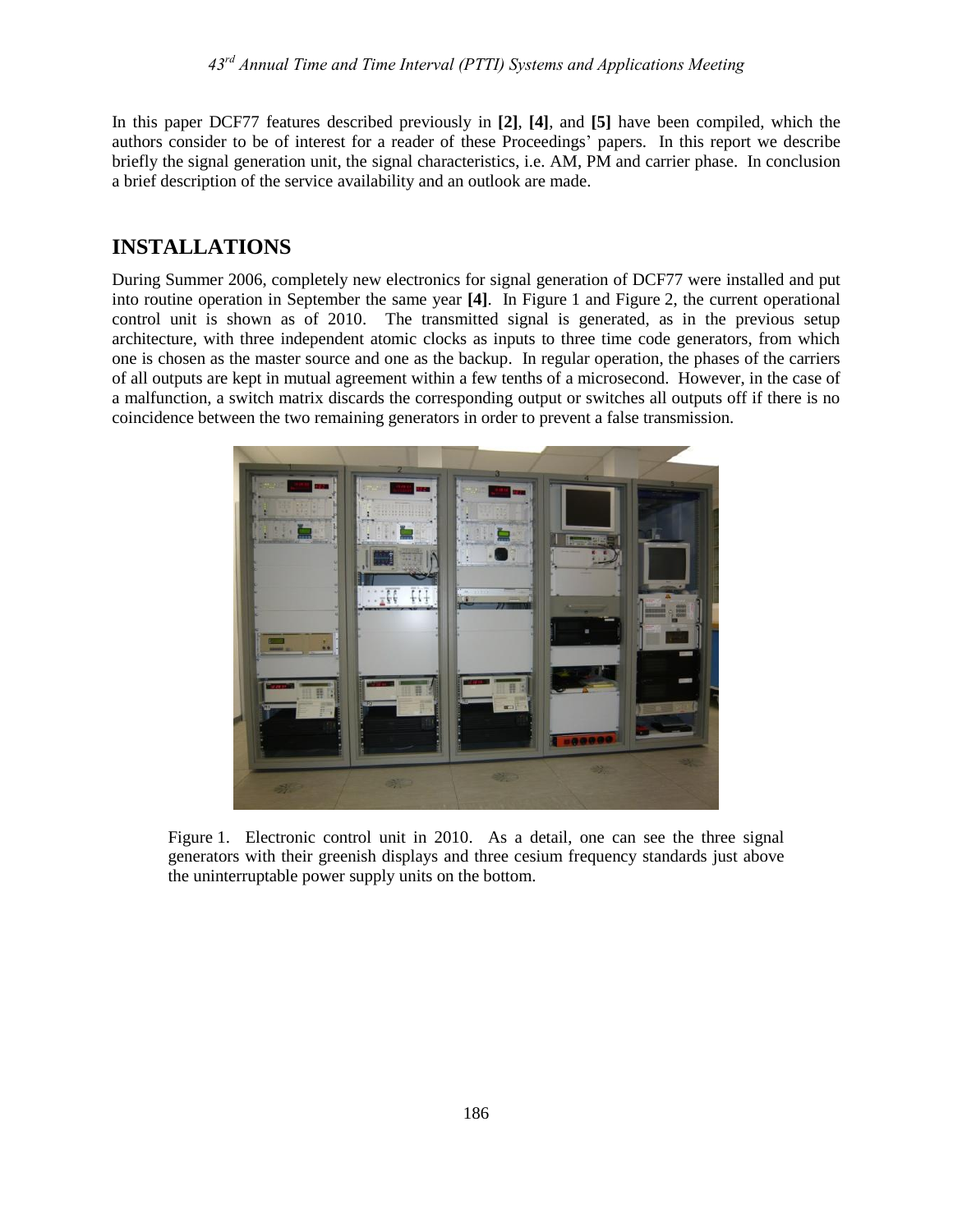In this paper DCF77 features described previously in **[2]**, **[4]**, and **[5]** have been compiled, which the authors consider to be of interest for a reader of these Proceedings' papers. In this report we describe briefly the signal generation unit, the signal characteristics, i.e. AM, PM and carrier phase. In conclusion a brief description of the service availability and an outlook are made.

## INSTALLATIONS

During Summer 2006, completely new electronics for signal generation of DCF77 were installed and put into routine operation in September the same year **[4]**. In Figure 1 and Figure 2, the current operational control unit is shown as of 2010. The transmitted signal is generated, as in the previous setup architecture, with three independent atomic clocks as inputs to three time code generators, from which one is chosen as the master source and one as the backup. In regular operation, the phases of the carriers of all outputs are kept in mutual agreement within a few tenths of a microsecond. However, in the case of a malfunction, a switch matrix discards the corresponding output or switches all outputs off if there is no coincidence between the two remaining generators in order to prevent a false transmission.

Figure 1. Electronic control unit in 2010. As a detail, one can see the three signal generators with their greenish displays and three cesium frequency standards just above the uninterruptable power supply units on the bottom.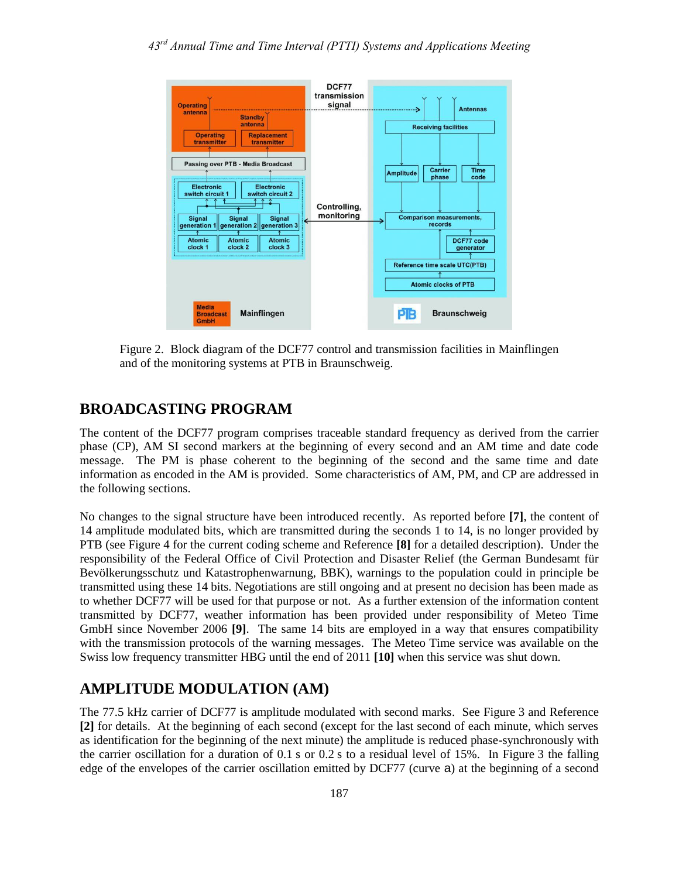Figure 2. Block diagram of the DCF77 control and transmission facilities in Mainflingen and of the monitoring systems at PTB in Braunschweig.

## BROADCASTING PROGRAM

The content of the DCF77 program comprises traceable standard frequency as derived from the carrier phase (CP), AM SI second markers at the beginning of every second and an AM time and date code message. The PM is phase coherent to the beginning of the second and the same time and date information as encoded in the AM is provided. Some characteristics of AM, PM, and CP are addressed in the following sections.

No changes to the signal structure have been introduced recently. As reported before **[7]**, the content of 14 amplitude modulated bits, which are transmitted during the seconds 1 to 14, is no longer provided by PTB (see Figure 4 for the current coding scheme and Reference **[8]** for a detailed description). Under the responsibility of the Federal Office of Civil Protection and Disaster Relief (the German Bundesamt für Bevölkerungsschutz und Katastrophenwarnung, BBK), warnings to the population could in principle be transmitted using these 14 bits. Negotiations are still ongoing and at present no decision has been made as to whether DCF77 will be used for that purpose or not. As a further extension of the information content transmitted by DCF77, weather information has been provided under responsibility of Meteo Time GmbH since November 2006 **[9]**. The same 14 bits are employed in a way that ensures compatibility with the transmission protocols of the warning messages. The Meteo Time service was available on the Swiss low frequency transmitter HBG until the end of 2011 **[10]** when this service was shut down.

## AMPLITUDE MODULATION (AM)

The 77.5 kHz carrier of DCF77 is amplitude modulated with second marks. See Figure 3 and Reference **[2]** for details. At the beginning of each second (except for the last second of each minute, which serves as identification for the beginning of the next minute) the amplitude is reduced phase-synchronously with the carrier oscillation for a duration of 0.1 s or 0.2 s to a residual level of 15%. In Figure 3 the falling edge of the envelopes of the carrier oscillation emitted by DCF77 (curve a) at the beginning of a second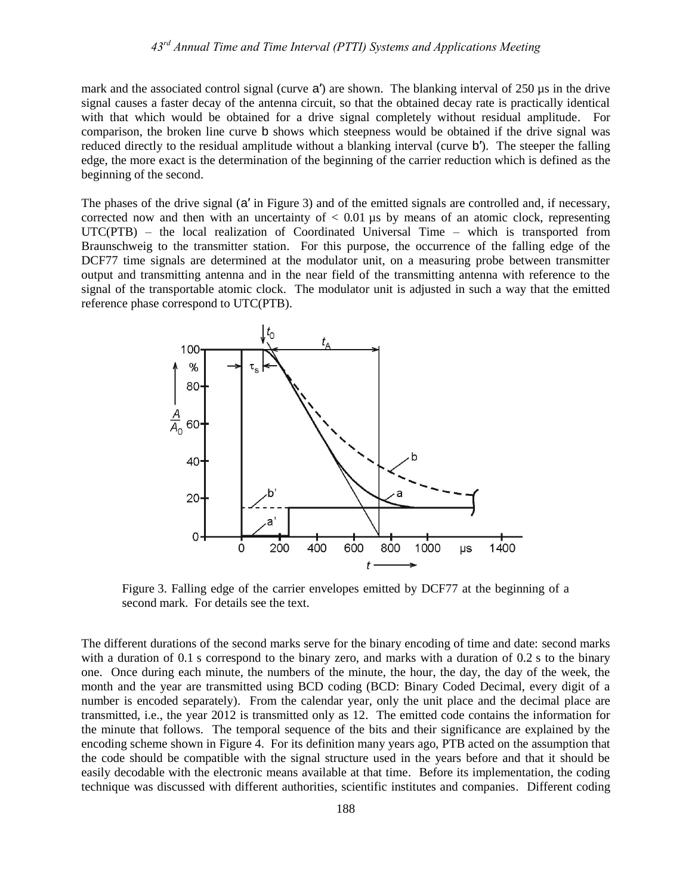mark and the associated control signal (curve a′) are shown. The blanking interval of 250 µs in the drive signal causes a faster decay of the antenna circuit, so that the obtained decay rate is practically identical with that which would be obtained for a drive signal completely without residual amplitude. For comparison, the broken line curve b shows which steepness would be obtained if the drive signal was reduced directly to the residual amplitude without a blanking interval (curve b′). The steeper the falling edge, the more exact is the determination of the beginning of the carrier reduction which is defined as the beginning of the second.

The phases of the drive signal (a′ in Figure 3) and of the emitted signals are controlled and, if necessary, corrected now and then with an uncertainty of < 0.01 µs by means of an atomic clock, representing UTC(PTB) – the local realization of Coordinated Universal Time – which is transported from Braunschweig to the transmitter station. For this purpose, the occurrence of the falling edge of the DCF77 time signals are determined at the modulator unit, on a measuring probe between transmitter output and transmitting antenna and in the near field of the transmitting antenna with reference to the signal of the transportable atomic clock. The modulator unit is adjusted in such a way that the emitted reference phase correspond to UTC(PTB).

Figure 3. Falling edge of the carrier envelopes emitted by DCF77 at the beginning of a second mark. For details see the text.

The different durations of the second marks serve for the binary encoding of time and date: second marks with a duration of 0.1 s correspond to the binary zero, and marks with a duration of 0.2 s to the binary one. Once during each minute, the numbers of the minute, the hour, the day, the day of the week, the month and the year are transmitted using BCD coding (BCD: Binary Coded Decimal, every digit of a number is encoded separately). From the calendar year, only the unit place and the decimal place are transmitted, i.e., the year 2012 is transmitted only as 12. The emitted code contains the information for the minute that follows. The temporal sequence of the bits and their significance are explained by the encoding scheme shown in Figure 4. For its definition many years ago, PTB acted on the assumption that the code should be compatible with the signal structure used in the years before and that it should be easily decodable with the electronic means available at that time. Before its implementation, the coding technique was discussed with different authorities, scientific institutes and companies. Different coding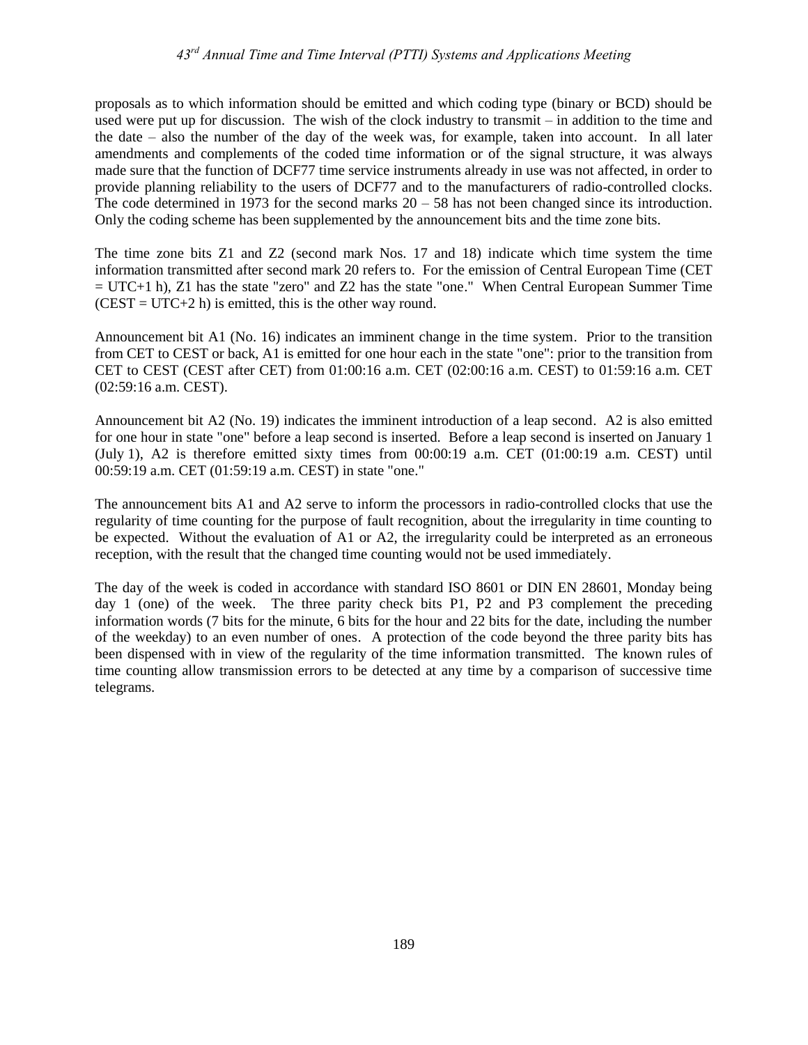proposals as to which information should be emitted and which coding type (binary or BCD) should be used were put up for discussion. The wish of the clock industry to transmit – in addition to the time and the date – also the number of the day of the week was, for example, taken into account. In all later amendments and complements of the coded time information or of the signal structure, it was always made sure that the function of DCF77 time service instruments already in use was not affected, in order to provide planning reliability to the users of DCF77 and to the manufacturers of radio-controlled clocks. The code determined in 1973 for the second marks 20 – 58 has not been changed since its introduction. Only the coding scheme has been supplemented by the announcement bits and the time zone bits.

The time zone bits Z1 and Z2 (second mark Nos. 17 and 18) indicate which time system the time information transmitted after second mark 20 refers to. For the emission of Central European Time (CET = UTC+1 h), Z1 has the state "zero" and Z2 has the state "one." When Central European Summer Time (CEST = UTC+2 h) is emitted, this is the other way round.

Announcement bit A1 (No. 16) indicates an imminent change in the time system. Prior to the transition from CET to CEST or back, A1 is emitted for one hour each in the state "one": prior to the transition from CET to CEST (CEST after CET) from 01:00:16 a.m. CET (02:00:16 a.m. CEST) to 01:59:16 a.m. CET (02:59:16 a.m. CEST).

Announcement bit A2 (No. 19) indicates the imminent introduction of a leap second. A2 is also emitted for one hour in state "one" before a leap second is inserted. Before a leap second is inserted on January 1 (July 1), A2 is therefore emitted sixty times from 00:00:19 a.m. CET (01:00:19 a.m. CEST) until 00:59:19 a.m. CET (01:59:19 a.m. CEST) in state "one."

The announcement bits A1 and A2 serve to inform the processors in radio-controlled clocks that use the regularity of time counting for the purpose of fault recognition, about the irregularity in time counting to be expected. Without the evaluation of A1 or A2, the irregularity could be interpreted as an erroneous reception, with the result that the changed time counting would not be used immediately.

The day of the week is coded in accordance with standard ISO 8601 or DIN EN 28601, Monday being day 1 (one) of the week. The three parity check bits P1, P2 and P3 complement the preceding information words (7 bits for the minute, 6 bits for the hour and 22 bits for the date, including the number of the weekday) to an even number of ones. A protection of the code beyond the three parity bits has been dispensed with in view of the regularity of the time information transmitted. The known rules of time counting allow transmission errors to be detected at any time by a comparison of successive time telegrams.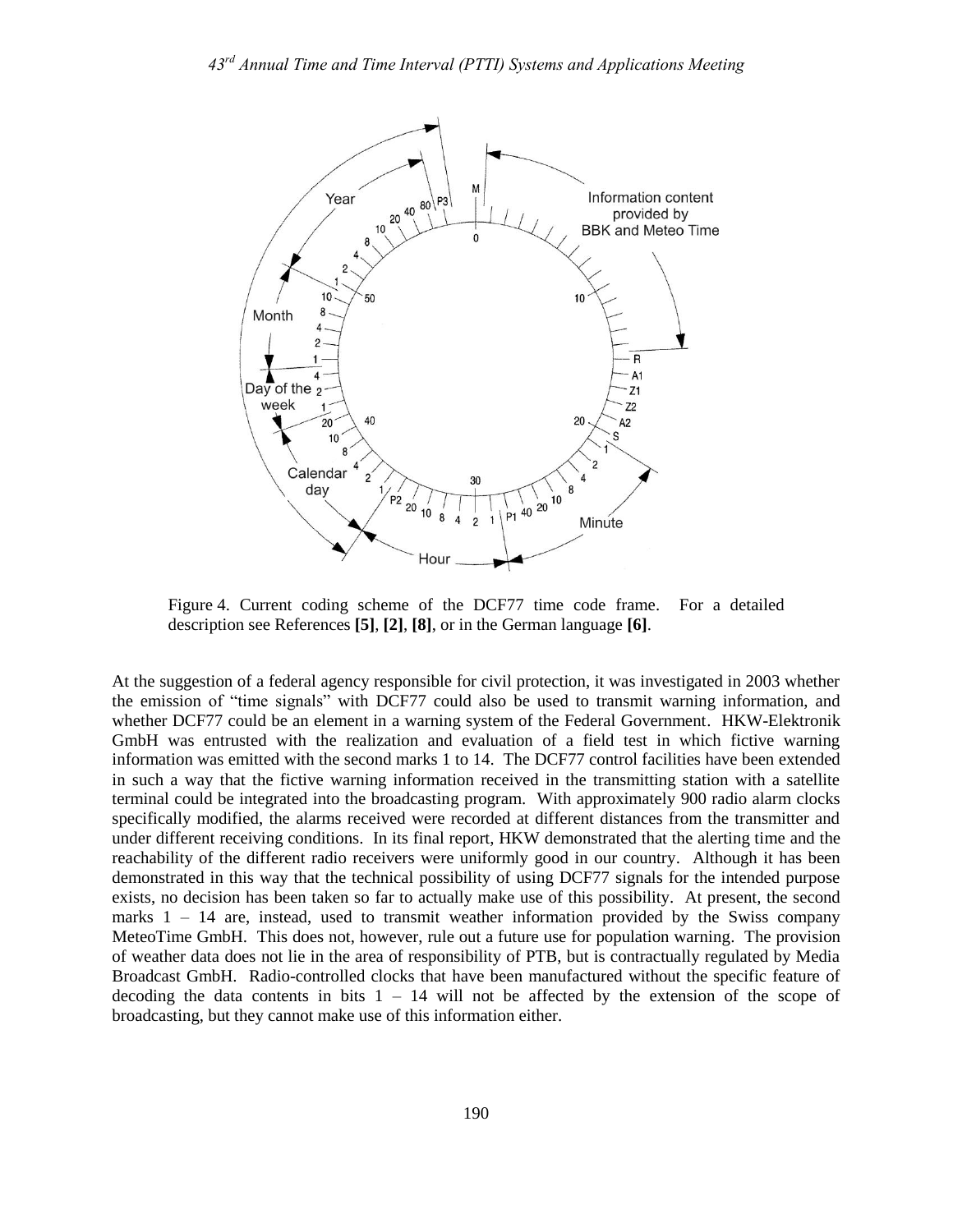Figure 4. Current coding scheme of the DCF77 time code frame. For a detailed description see References **[5]**, **[2]**, **[8]**, or in the German language **[6]**.

At the suggestion of a federal agency responsible for civil protection, it was investigated in 2003 whether the emission of "time signals" with DCF77 could also be used to transmit warning information, and whether DCF77 could be an element in a warning system of the Federal Government. HKW-Elektronik GmbH was entrusted with the realization and evaluation of a field test in which fictive warning information was emitted with the second marks 1 to 14. The DCF77 control facilities have been extended in such a way that the fictive warning information received in the transmitting station with a satellite terminal could be integrated into the broadcasting program. With approximately 900 radio alarm clocks specifically modified, the alarms received were recorded at different distances from the transmitter and under different receiving conditions. In its final report, HKW demonstrated that the alerting time and the reachability of the different radio receivers were uniformly good in our country. Although it has been demonstrated in this way that the technical possibility of using DCF77 signals for the intended purpose exists, no decision has been taken so far to actually make use of this possibility. At present, the second marks 1 – 14 are, instead, used to transmit weather information provided by the Swiss company MeteoTime GmbH. This does not, however, rule out a future use for population warning. The provision of weather data does not lie in the area of responsibility of PTB, but is contractually regulated by Media Broadcast GmbH. Radio-controlled clocks that have been manufactured without the specific feature of decoding the data contents in bits 1 – 14 will not be affected by the extension of the scope of broadcasting, but they cannot make use of this information either.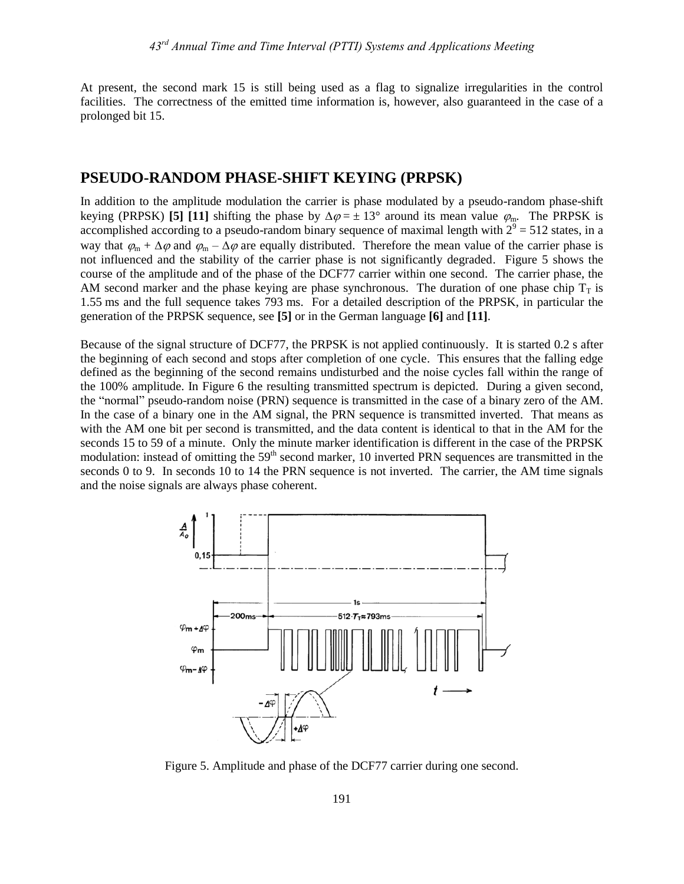At present, the second mark 15 is still being used as a flag to signalize irregularities in the control facilities. The correctness of the emitted time information is, however, also guaranteed in the case of a prolonged bit 15.

## PSEUDO-RANDOM PHASE-SHIFT KEYING (PRPSK)

In addition to the amplitude modulation the carrier is phase modulated by a pseudo-random phase-shift keying (PRPSK) **[5] [11]** shifting the phase by $\Delta\varphi = \pm 13°$ around its mean value $\varphi_m$. The PRPSK is accomplished according to a pseudo-random binary sequence of maximal length with $2^9 = 512$ states, in a way that $\varphi_m + \Delta\varphi$ and $\varphi_m - \Delta\varphi$ are equally distributed. Therefore the mean value of the carrier phase is not influenced and the stability of the carrier phase is not significantly degraded. Figure 5 shows the course of the amplitude and of the phase of the DCF77 carrier within one second. The carrier phase, the AM second marker and the phase keying are phase synchronous. The duration of one phase chip $T_T$ is 1.55 ms and the full sequence takes 793 ms. For a detailed description of the PRPSK, in particular the generation of the PRPSK sequence, see **[5]** or in the German language **[6]** and **[11]**.

Because of the signal structure of DCF77, the PRPSK is not applied continuously. It is started 0.2 s after the beginning of each second and stops after completion of one cycle. This ensures that the falling edge defined as the beginning of the second remains undisturbed and the noise cycles fall within the range of the 100% amplitude. In Figure 6 the resulting transmitted spectrum is depicted. During a given second, the "normal" pseudo-random noise (PRN) sequence is transmitted in the case of a binary zero of the AM. In the case of a binary one in the AM signal, the PRN sequence is transmitted inverted. That means as with the AM one bit per second is transmitted, and the data content is identical to that in the AM for the seconds 15 to 59 of a minute. Only the minute marker identification is different in the case of the PRPSK modulation: instead of omitting the 59th second marker, 10 inverted PRN sequences are transmitted in the seconds 0 to 9. In seconds 10 to 14 the PRN sequence is not inverted. The carrier, the AM time signals and the noise signals are always phase coherent.

Figure 5. Amplitude and phase of the DCF77 carrier during one second.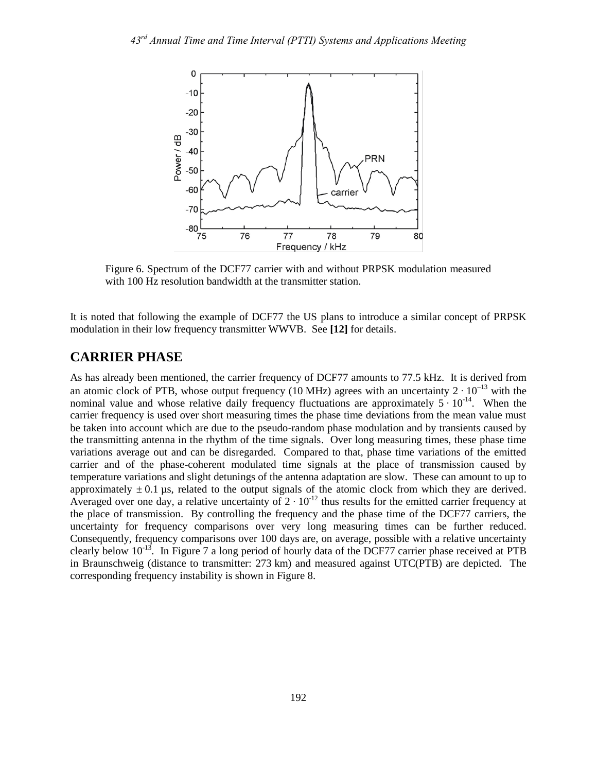Figure 6. Spectrum of the DCF77 carrier with and without PRPSK modulation measured with 100 Hz resolution bandwidth at the transmitter station.

It is noted that following the example of DCF77 the US plans to introduce a similar concept of PRPSK modulation in their low frequency transmitter WWVB. See **[12]** for details.

## CARRIER PHASE

As has already been mentioned, the carrier frequency of DCF77 amounts to 77.5 kHz. It is derived from an atomic clock of PTB, whose output frequency (10 MHz) agrees with an uncertainty $2 \cdot 10^{-13}$ with the nominal value and whose relative daily frequency fluctuations are approximately $5 \cdot 10^{-14}$. When the carrier frequency is used over short measuring times the phase time deviations from the mean value must be taken into account which are due to the pseudo-random phase modulation and by transients caused by the transmitting antenna in the rhythm of the time signals. Over long measuring times, these phase time variations average out and can be disregarded. Compared to that, phase time variations of the emitted carrier and of the phase-coherent modulated time signals at the place of transmission caused by temperature variations and slight detunings of the antenna adaptation are slow. These can amount to up to approximately $\pm$ 0.1 µs, related to the output signals of the atomic clock from which they are derived. Averaged over one day, a relative uncertainty of $2 \cdot 10^{-12}$ thus results for the emitted carrier frequency at the place of transmission. By controlling the frequency and the phase time of the DCF77 carriers, the uncertainty for frequency comparisons over very long measuring times can be further reduced. Consequently, frequency comparisons over 100 days are, on average, possible with a relative uncertainty clearly below $10^{-13}$. In Figure 7 a long period of hourly data of the DCF77 carrier phase received at PTB in Braunschweig (distance to transmitter: 273 km) and measured against UTC(PTB) are depicted. The corresponding frequency instability is shown in Figure 8.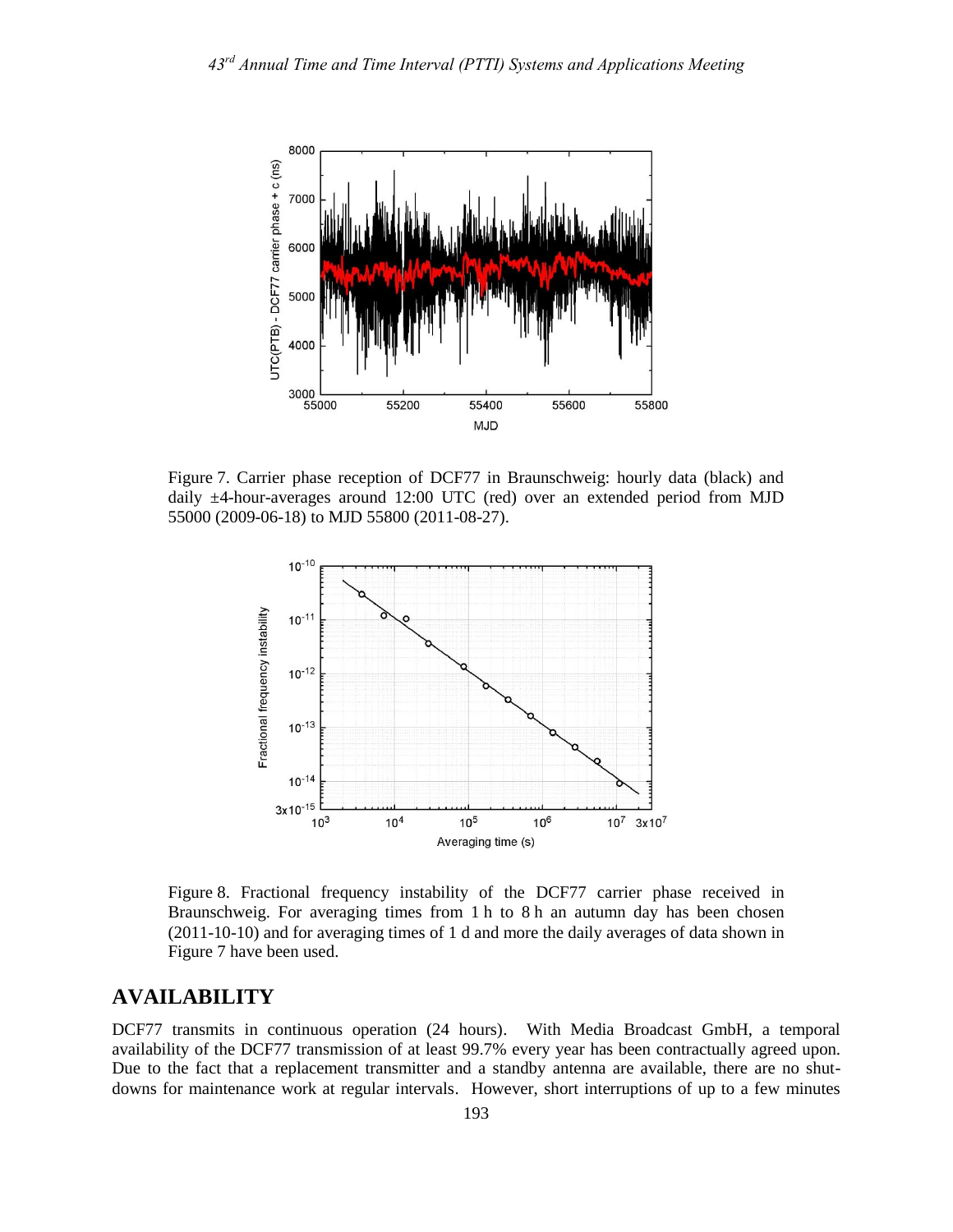Figure 7. Carrier phase reception of DCF77 in Braunschweig: hourly data (black) and daily ±4-hour-averages around 12:00 UTC (red) over an extended period from MJD 55000 (2009-06-18) to MJD 55800 (2011-08-27).

Figure 8. Fractional frequency instability of the DCF77 carrier phase received in Braunschweig. For averaging times from 1 h to 8 h an autumn day has been chosen (2011-10-10) and for averaging times of 1 d and more the daily averages of data shown in Figure 7 have been used.

## AVAILABILITY

DCF77 transmits in continuous operation (24 hours). With Media Broadcast GmbH, a temporal availability of the DCF77 transmission of at least 99.7% every year has been contractually agreed upon. Due to the fact that a replacement transmitter and a standby antenna are available, there are no shut-downs for maintenance work at regular intervals. However, short interruptions of up to a few minutes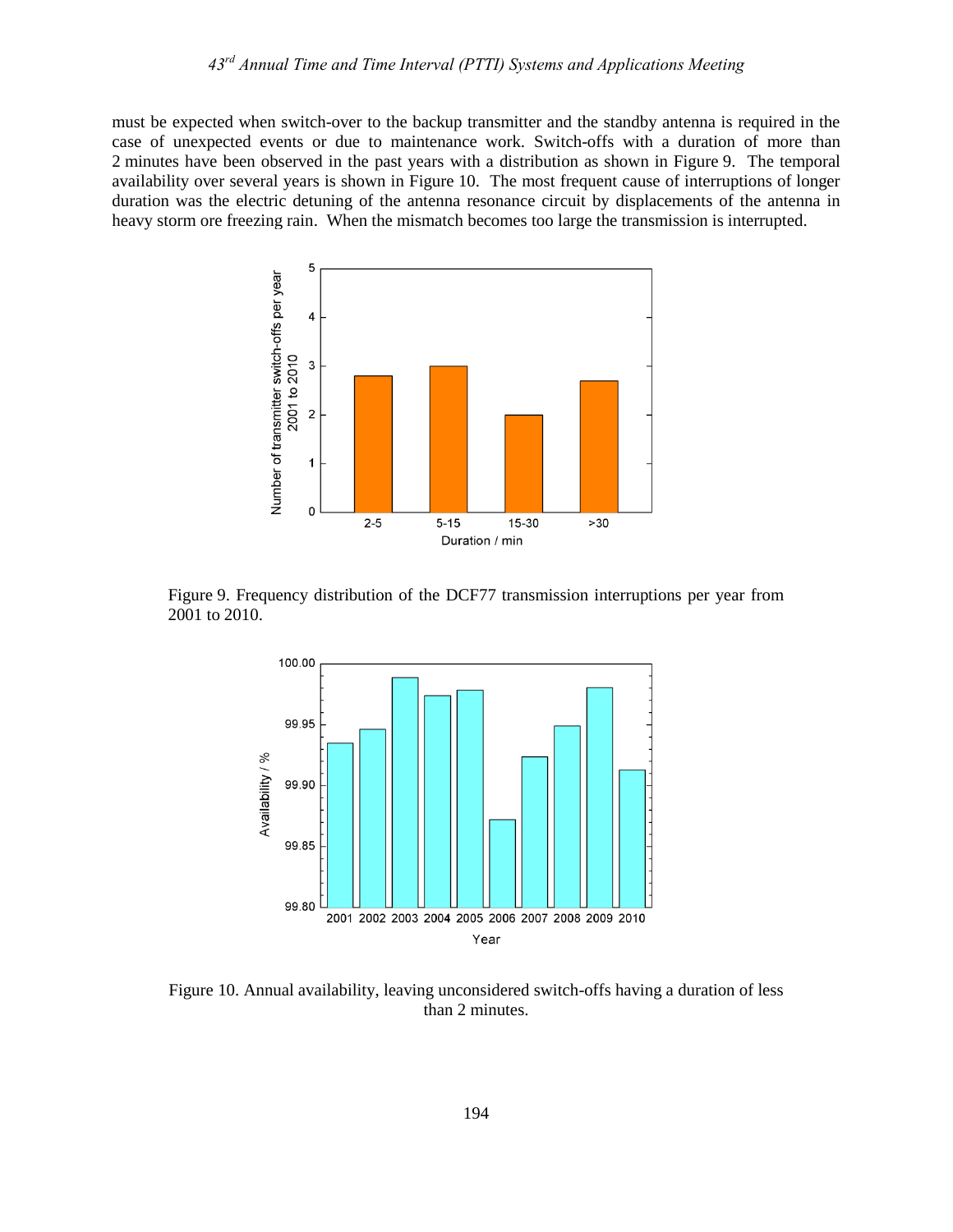must be expected when switch-over to the backup transmitter and the standby antenna is required in the case of unexpected events or due to maintenance work. Switch-offs with a duration of more than 2 minutes have been observed in the past years with a distribution as shown in Figure 9. The temporal availability over several years is shown in Figure 10. The most frequent cause of interruptions of longer duration was the electric detuning of the antenna resonance circuit by displacements of the antenna in heavy storm ore freezing rain. When the mismatch becomes too large the transmission is interrupted.

Figure 9. Frequency distribution of the DCF77 transmission interruptions per year from 2001 to 2010.

Figure 10. Annual availability, leaving unconsidered switch-offs having a duration of less than 2 minutes.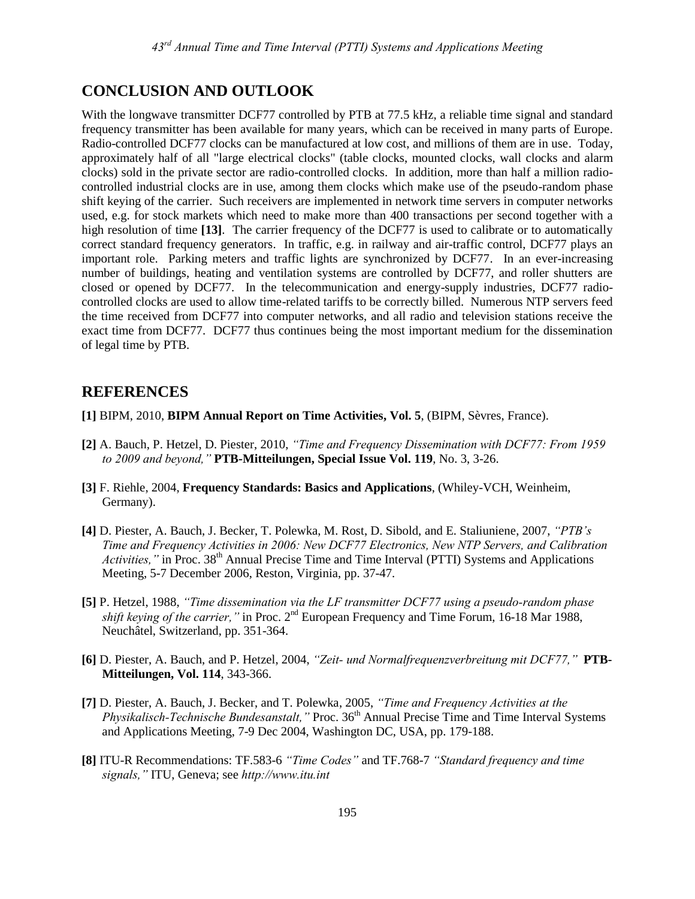## CONCLUSION AND OUTLOOK

With the longwave transmitter DCF77 controlled by PTB at 77.5 kHz, a reliable time signal and standard frequency transmitter has been available for many years, which can be received in many parts of Europe. Radio-controlled DCF77 clocks can be manufactured at low cost, and millions of them are in use. Today, approximately half of all "large electrical clocks" (table clocks, mounted clocks, wall clocks and alarm clocks) sold in the private sector are radio-controlled clocks. In addition, more than half a million radio-controlled industrial clocks are in use, among them clocks which make use of the pseudo-random phase shift keying of the carrier. Such receivers are implemented in network time servers in computer networks used, e.g. for stock markets which need to make more than 400 transactions per second together with a high resolution of time **[13]**. The carrier frequency of the DCF77 is used to calibrate or to automatically correct standard frequency generators. In traffic, e.g. in railway and air-traffic control, DCF77 plays an important role. Parking meters and traffic lights are synchronized by DCF77. In an ever-increasing number of buildings, heating and ventilation systems are controlled by DCF77, and roller shutters are closed or opened by DCF77. In the telecommunication and energy-supply industries, DCF77 radio-controlled clocks are used to allow time-related tariffs to be correctly billed. Numerous NTP servers feed the time received from DCF77 into computer networks, and all radio and television stations receive the exact time from DCF77. DCF77 thus continues being the most important medium for the dissemination of legal time by PTB.

## REFERENCES

**[1]** BIPM, 2010, **BIPM Annual Report on Time Activities, Vol. 5**, (BIPM, Sèvres, France).

**[2]** A. Bauch, P. Hetzel, D. Piester, 2010, *"Time and Frequency Dissemination with DCF77: From 1959 to 2009 and beyond,"* **PTB-Mitteilungen, Special Issue Vol. 119**, No. 3, 3-26.

**[3]** F. Riehle, 2004, **Frequency Standards: Basics and Applications**, (Whiley-VCH, Weinheim, Germany).

**[4]** D. Piester, A. Bauch, J. Becker, T. Polewka, M. Rost, D. Sibold, and E. Staliuniene, 2007, *"PTB's Time and Frequency Activities in 2006: New DCF77 Electronics, New NTP Servers, and Calibration Activities,"* in Proc. 38th Annual Precise Time and Time Interval (PTTI) Systems and Applications Meeting, 5-7 December 2006, Reston, Virginia, pp. 37-47.

**[5]** P. Hetzel, 1988, *"Time dissemination via the LF transmitter DCF77 using a pseudo-random phase shift keying of the carrier,"* in Proc. 2nd European Frequency and Time Forum, 16-18 Mar 1988, Neuchâtel, Switzerland, pp. 351-364.

**[6]** D. Piester, A. Bauch, and P. Hetzel, 2004, *"Zeit- und Normalfrequenzverbreitung mit DCF77,"* **PTB-Mitteilungen, Vol. 114**, 343-366.

**[7]** D. Piester, A. Bauch, J. Becker, and T. Polewka, 2005, *"Time and Frequency Activities at the Physikalisch-Technische Bundesanstalt,"* Proc. 36th Annual Precise Time and Time Interval Systems and Applications Meeting, 7-9 Dec 2004, Washington DC, USA, pp. 179-188.

**[8]** ITU-R Recommendations: TF.583-6 *"Time Codes"* and TF.768-7 *"Standard frequency and time signals,"* ITU, Geneva; see *http://www.itu.int*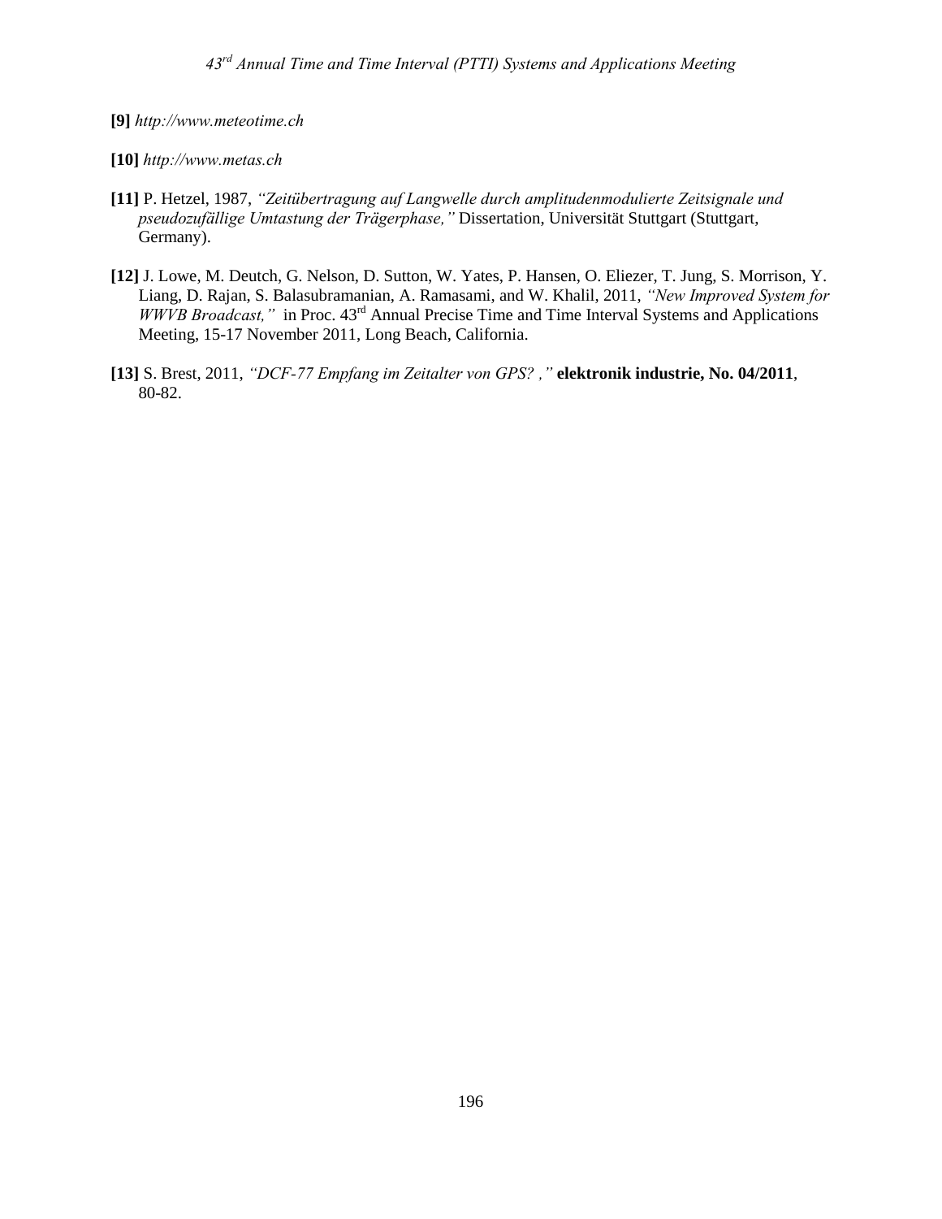**[9]** *http://www.meteotime.ch*

**[10]** *http://www.metas.ch*

**[11]** P. Hetzel, 1987, *"Zeitübertragung auf Langwelle durch amplitudenmodulierte Zeitsignale und pseudozufällige Umtastung der Trägerphase,"* Dissertation, Universität Stuttgart (Stuttgart, Germany).

**[12]** J. Lowe, M. Deutch, G. Nelson, D. Sutton, W. Yates, P. Hansen, O. Eliezer, T. Jung, S. Morrison, Y. Liang, D. Rajan, S. Balasubramanian, A. Ramasami, and W. Khalil, 2011, *"New Improved System for WWVB Broadcast,"* in Proc. 43rd Annual Precise Time and Time Interval Systems and Applications Meeting, 15-17 November 2011, Long Beach, California.

**[13]** S. Brest, 2011, *"DCF-77 Empfang im Zeitalter von GPS? ,"* **elektronik industrie, No. 04/2011**, 80-82.